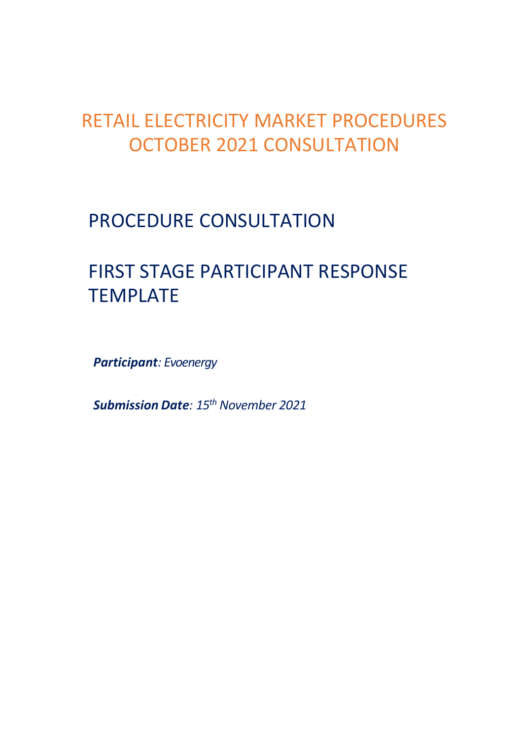# RETAIL ELECTRICITY MARKET PROCEDURES OCTOBER 2021 CONSULTATION

## PROCEDURE CONSULTATION

## FIRST STAGE PARTICIPANT RESPONSE TEMPLATE

***Participant****: Evoenergy*

***Submission Date****: 15th November 2021*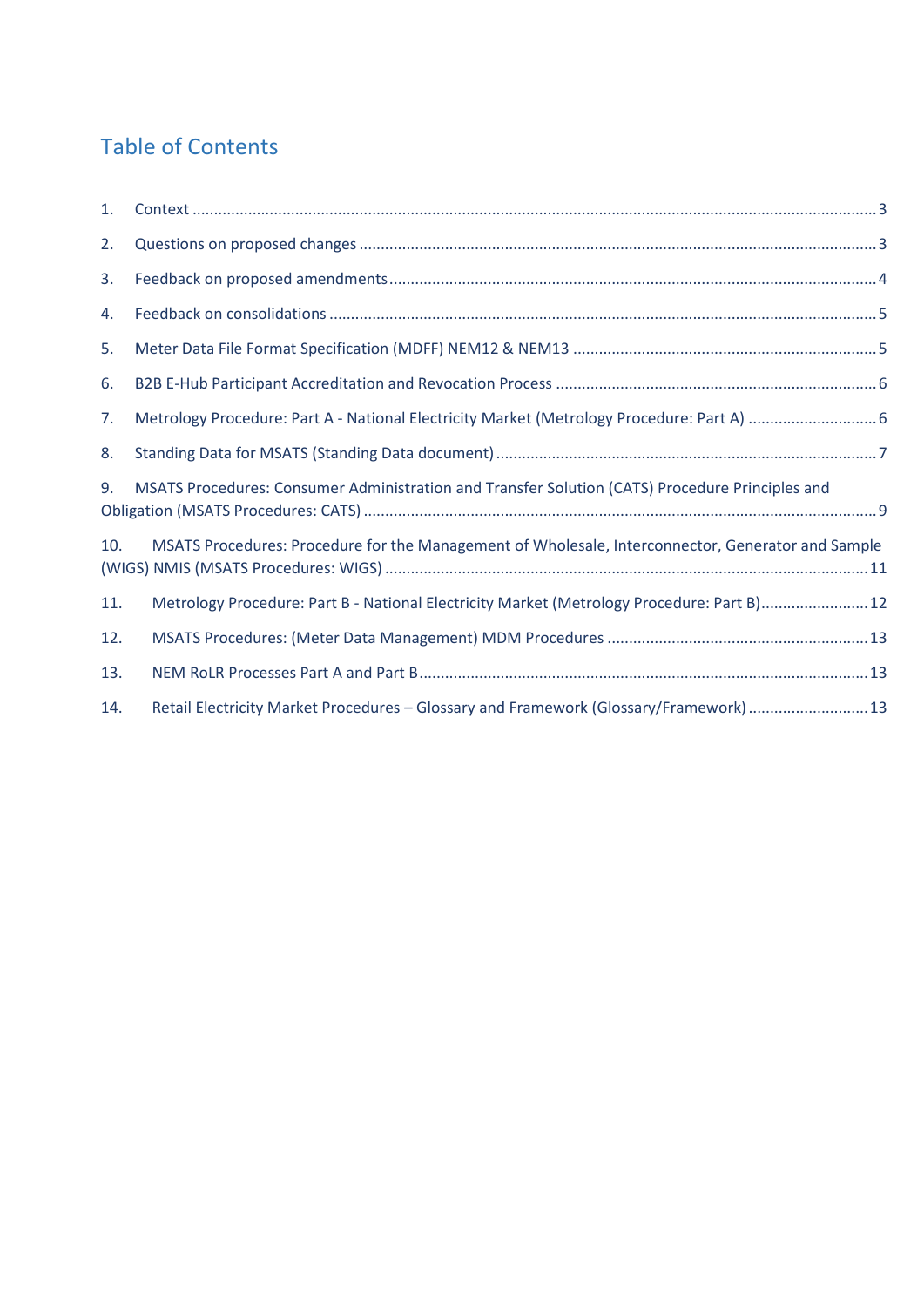## Table of Contents

1. Context ............................................................................................................................................... 3
2. Questions on proposed changes ........................................................................................................ 3
3. Feedback on proposed amendments................................................................................................. 4
4. Feedback on consolidations .............................................................................................................. 5
5. Meter Data File Format Specification (MDFF) NEM12 & NEM13 ...................................................... 5
6. B2B E-Hub Participant Accreditation and Revocation Process .......................................................... 6
7. Metrology Procedure: Part A - National Electricity Market (Metrology Procedure: Part A) .............................. 6
8. Standing Data for MSATS (Standing Data document) ........................................................................ 7
9. MSATS Procedures: Consumer Administration and Transfer Solution (CATS) Procedure Principles and Obligation (MSATS Procedures: CATS) ....................................................................................................... 9
10. MSATS Procedures: Procedure for the Management of Wholesale, Interconnector, Generator and Sample (WIGS) NMIS (MSATS Procedures: WIGS) ............................................................................................... 11
11. Metrology Procedure: Part B - National Electricity Market (Metrology Procedure: Part B)......................... 12
12. MSATS Procedures: (Meter Data Management) MDM Procedures ............................................................ 13
13. NEM RoLR Processes Part A and Part B....................................................................................... 13
14. Retail Electricity Market Procedures – Glossary and Framework (Glossary/Framework) ........................... 13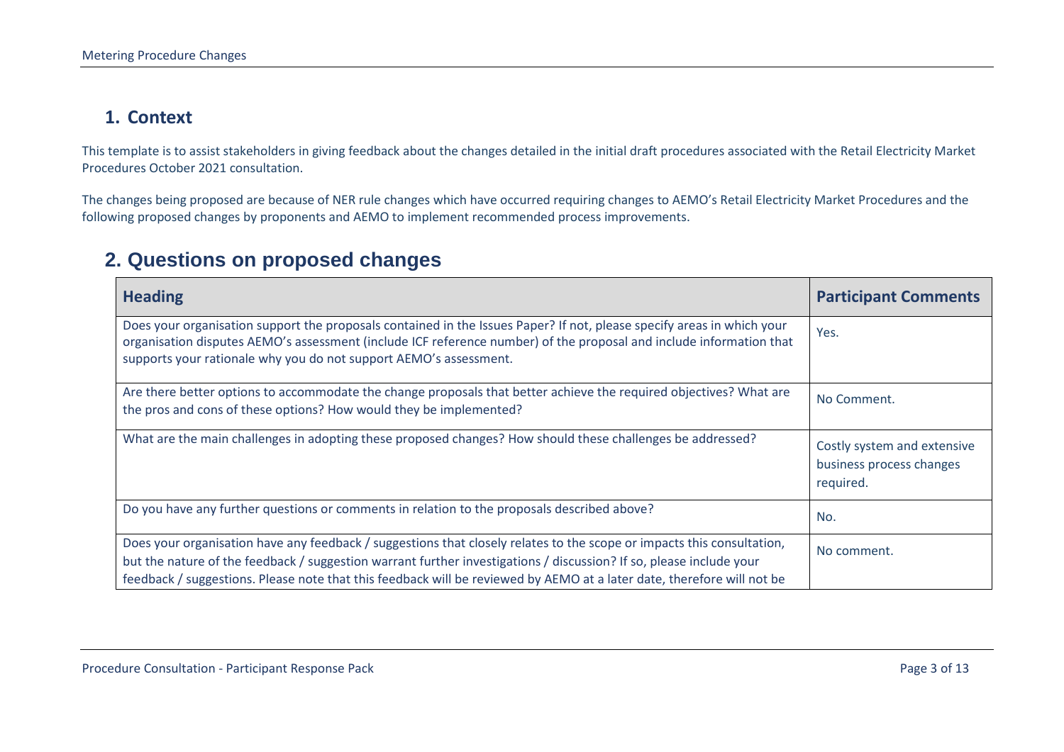## 1. Context

This template is to assist stakeholders in giving feedback about the changes detailed in the initial draft procedures associated with the Retail Electricity Market Procedures October 2021 consultation.

The changes being proposed are because of NER rule changes which have occurred requiring changes to AEMO's Retail Electricity Market Procedures and the following proposed changes by proponents and AEMO to implement recommended process improvements.

## 2. Questions on proposed changes

| Heading | Participant Comments |
| --- | --- |
| Does your organisation support the proposals contained in the Issues Paper? If not, please specify areas in which your organisation disputes AEMO's assessment (include ICF reference number) of the proposal and include information that supports your rationale why you do not support AEMO's assessment. | Yes. |
| Are there better options to accommodate the change proposals that better achieve the required objectives? What are the pros and cons of these options? How would they be implemented? | No Comment. |
| What are the main challenges in adopting these proposed changes? How should these challenges be addressed? | Costly system and extensive business process changes required. |
| Do you have any further questions or comments in relation to the proposals described above? | No. |
| Does your organisation have any feedback / suggestions that closely relates to the scope or impacts this consultation, but the nature of the feedback / suggestion warrant further investigations / discussion? If so, please include your feedback / suggestions. Please note that this feedback will be reviewed by AEMO at a later date, therefore will not be | No comment. |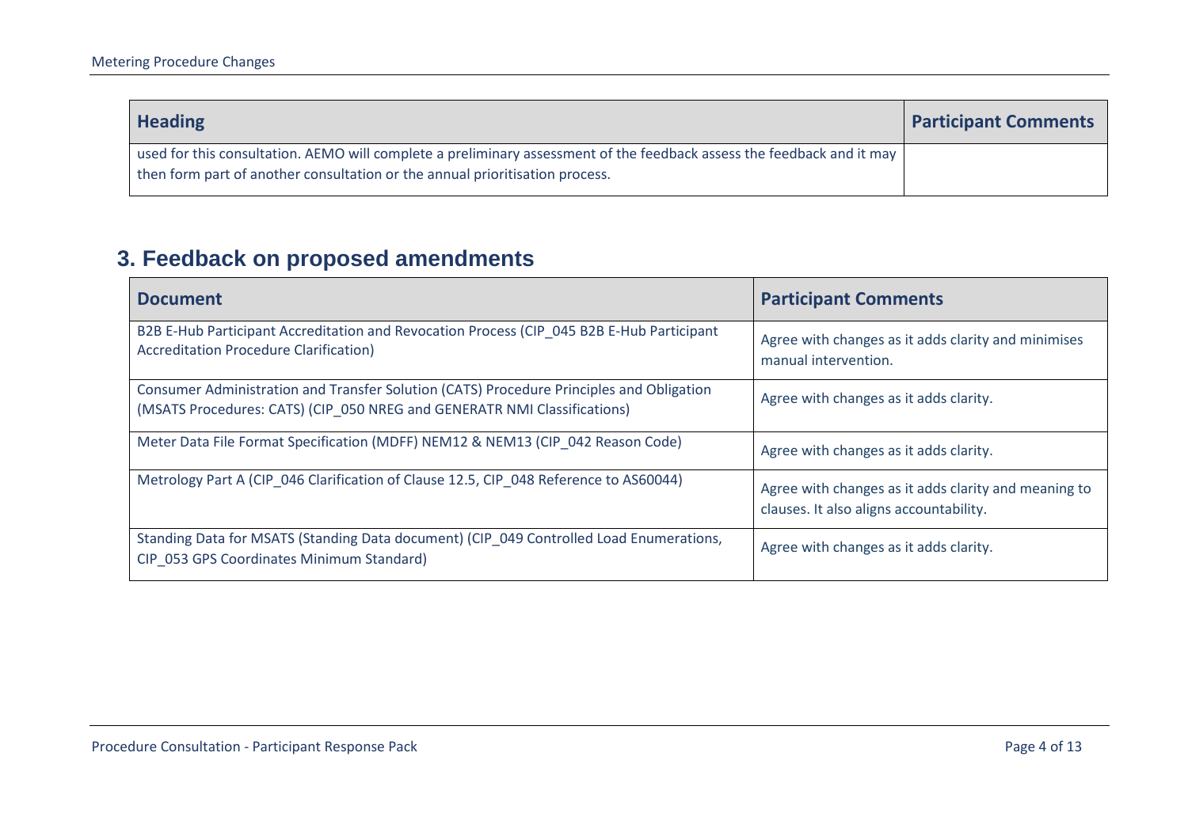| Heading | Participant Comments |
|---|---|
| used for this consultation. AEMO will complete a preliminary assessment of the feedback assess the feedback and it may then form part of another consultation or the annual prioritisation process. | |

## 3. Feedback on proposed amendments

| Document | Participant Comments |
|---|---|
| B2B E-Hub Participant Accreditation and Revocation Process (CIP_045 B2B E-Hub Participant Accreditation Procedure Clarification) | Agree with changes as it adds clarity and minimises manual intervention. |
| Consumer Administration and Transfer Solution (CATS) Procedure Principles and Obligation (MSATS Procedures: CATS) (CIP_050 NREG and GENERATR NMI Classifications) | Agree with changes as it adds clarity. |
| Meter Data File Format Specification (MDFF) NEM12 & NEM13 (CIP_042 Reason Code) | Agree with changes as it adds clarity. |
| Metrology Part A (CIP_046 Clarification of Clause 12.5, CIP_048 Reference to AS60044) | Agree with changes as it adds clarity and meaning to clauses. It also aligns accountability. |
| Standing Data for MSATS (Standing Data document) (CIP_049 Controlled Load Enumerations, CIP_053 GPS Coordinates Minimum Standard) | Agree with changes as it adds clarity. |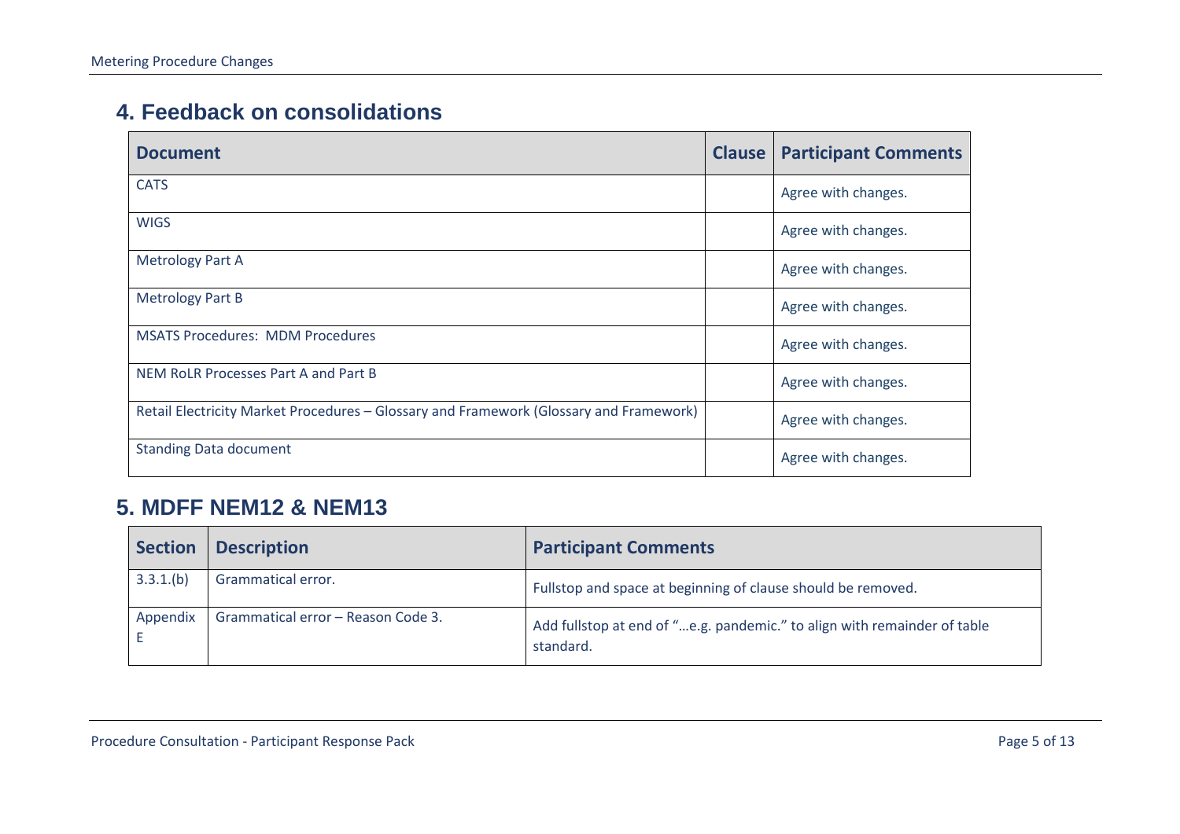## 4. Feedback on consolidations

| Document | Clause | Participant Comments |
| --- | --- | --- |
| CATS | | Agree with changes. |
| WIGS | | Agree with changes. |
| Metrology Part A | | Agree with changes. |
| Metrology Part B | | Agree with changes. |
| MSATS Procedures: MDM Procedures | | Agree with changes. |
| NEM RoLR Processes Part A and Part B | | Agree with changes. |
| Retail Electricity Market Procedures – Glossary and Framework (Glossary and Framework) | | Agree with changes. |
| Standing Data document | | Agree with changes. |

## 5. MDFF NEM12 & NEM13

| Section | Description | Participant Comments |
| --- | --- | --- |
| 3.3.1.(b) | Grammatical error. | Fullstop and space at beginning of clause should be removed. |
| Appendix E | Grammatical error – Reason Code 3. | Add fullstop at end of "…e.g. pandemic." to align with remainder of table standard. |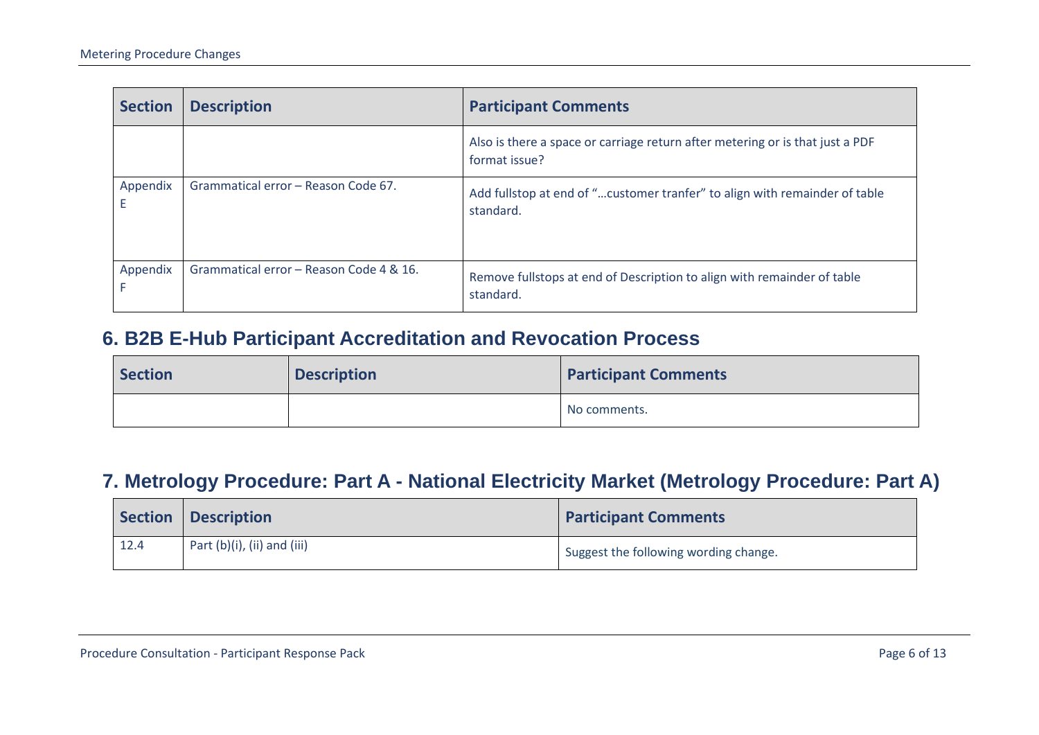| Section | Description | Participant Comments |
|---|---|---|
| | | Also is there a space or carriage return after metering or is that just a PDF format issue? |
| Appendix E | Grammatical error – Reason Code 67. | Add fullstop at end of "…customer tranfer" to align with remainder of table standard. |
| Appendix F | Grammatical error – Reason Code 4 & 16. | Remove fullstops at end of Description to align with remainder of table standard. |

## 6. B2B E-Hub Participant Accreditation and Revocation Process

| Section | Description | Participant Comments |
|---|---|---|
| | | No comments. |

## 7. Metrology Procedure: Part A - National Electricity Market (Metrology Procedure: Part A)

| Section | Description | Participant Comments |
|---|---|---|
| 12.4 | Part (b)(i), (ii) and (iii) | Suggest the following wording change. |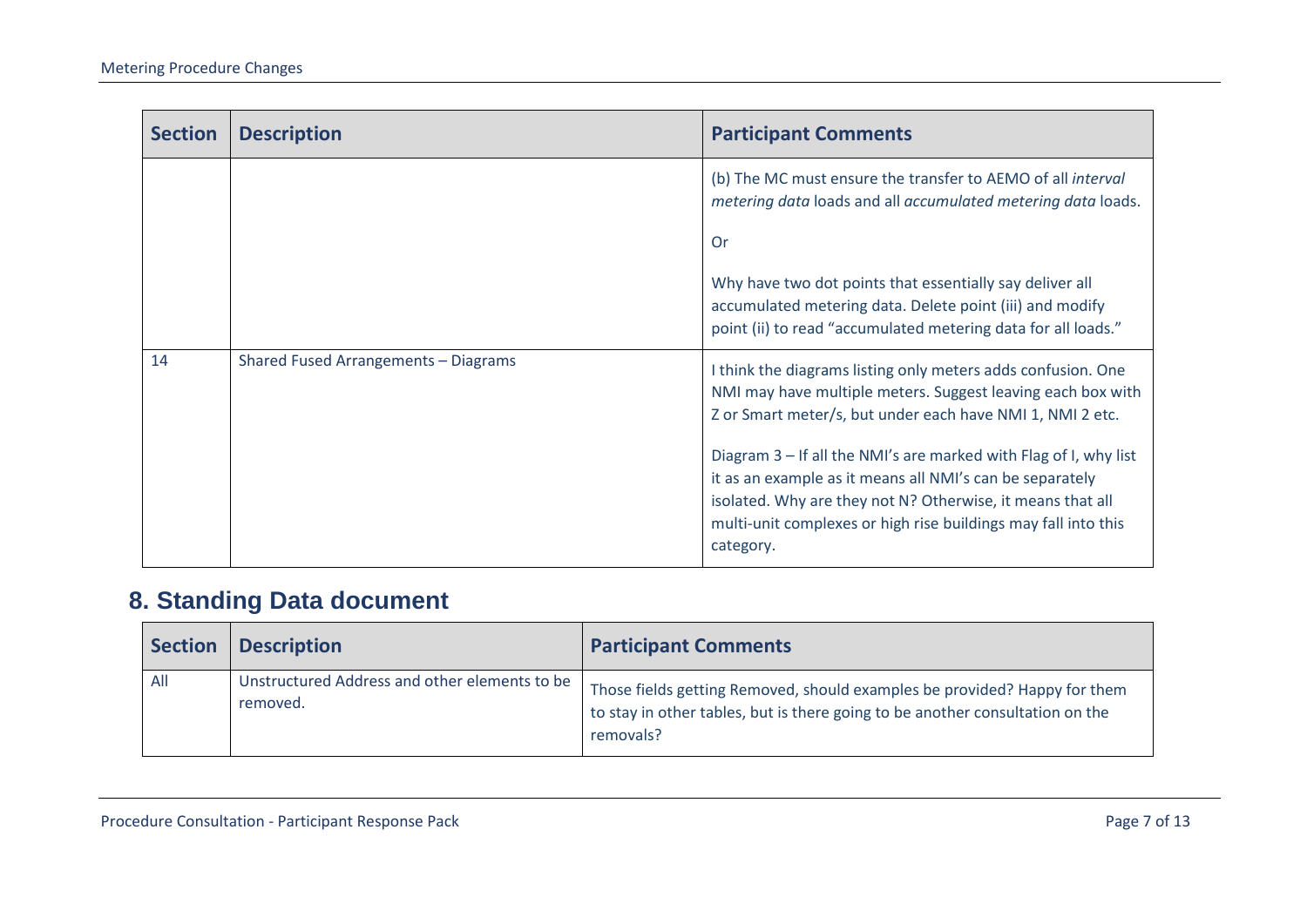| Section | Description | Participant Comments |
| --- | --- | --- |
| | | (b) The MC must ensure the transfer to AEMO of all *interval metering data* loads and all *accumulated metering data* loads.<br><br>Or<br><br>Why have two dot points that essentially say deliver all accumulated metering data. Delete point (iii) and modify point (ii) to read "accumulated metering data for all loads." |
| 14 | Shared Fused Arrangements – Diagrams | I think the diagrams listing only meters adds confusion. One NMI may have multiple meters. Suggest leaving each box with Z or Smart meter/s, but under each have NMI 1, NMI 2 etc.<br><br>Diagram 3 – If all the NMI's are marked with Flag of I, why list it as an example as it means all NMI's can be separately isolated. Why are they not N? Otherwise, it means that all multi-unit complexes or high rise buildings may fall into this category. |

## 8. Standing Data document

| Section | Description | Participant Comments |
| --- | --- | --- |
| All | Unstructured Address and other elements to be removed. | Those fields getting Removed, should examples be provided? Happy for them to stay in other tables, but is there going to be another consultation on the removals? |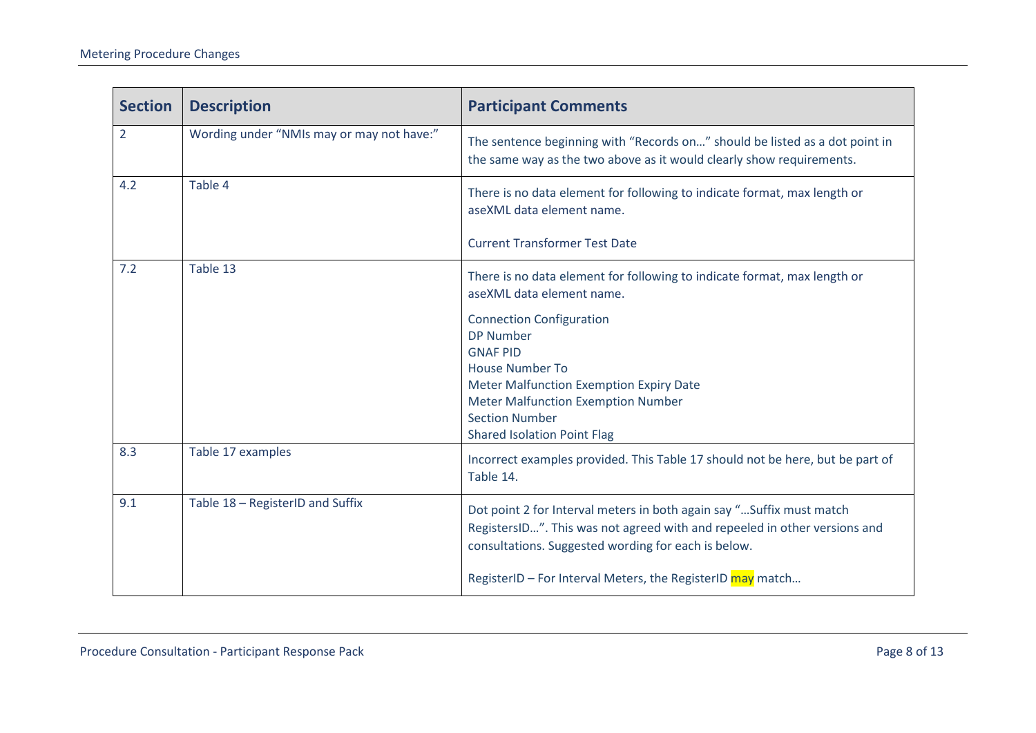| Section | Description | Participant Comments |
|---|---|---|
| 2 | Wording under "NMIs may or may not have:" | The sentence beginning with "Records on…" should be listed as a dot point in the same way as the two above as it would clearly show requirements. |
| 4.2 | Table 4 | There is no data element for following to indicate format, max length or aseXML data element name.<br><br>Current Transformer Test Date |
| 7.2 | Table 13 | There is no data element for following to indicate format, max length or aseXML data element name.<br><br>Connection Configuration<br>DP Number<br>GNAF PID<br>House Number To<br>Meter Malfunction Exemption Expiry Date<br>Meter Malfunction Exemption Number<br>Section Number<br>Shared Isolation Point Flag |
| 8.3 | Table 17 examples | Incorrect examples provided. This Table 17 should not be here, but be part of Table 14. |
| 9.1 | Table 18 – RegisterID and Suffix | Dot point 2 for Interval meters in both again say "…Suffix must match RegistersID…". This was not agreed with and repeeled in other versions and consultations. Suggested wording for each is below.<br><br>RegisterID – For Interval Meters, the RegisterID may match… |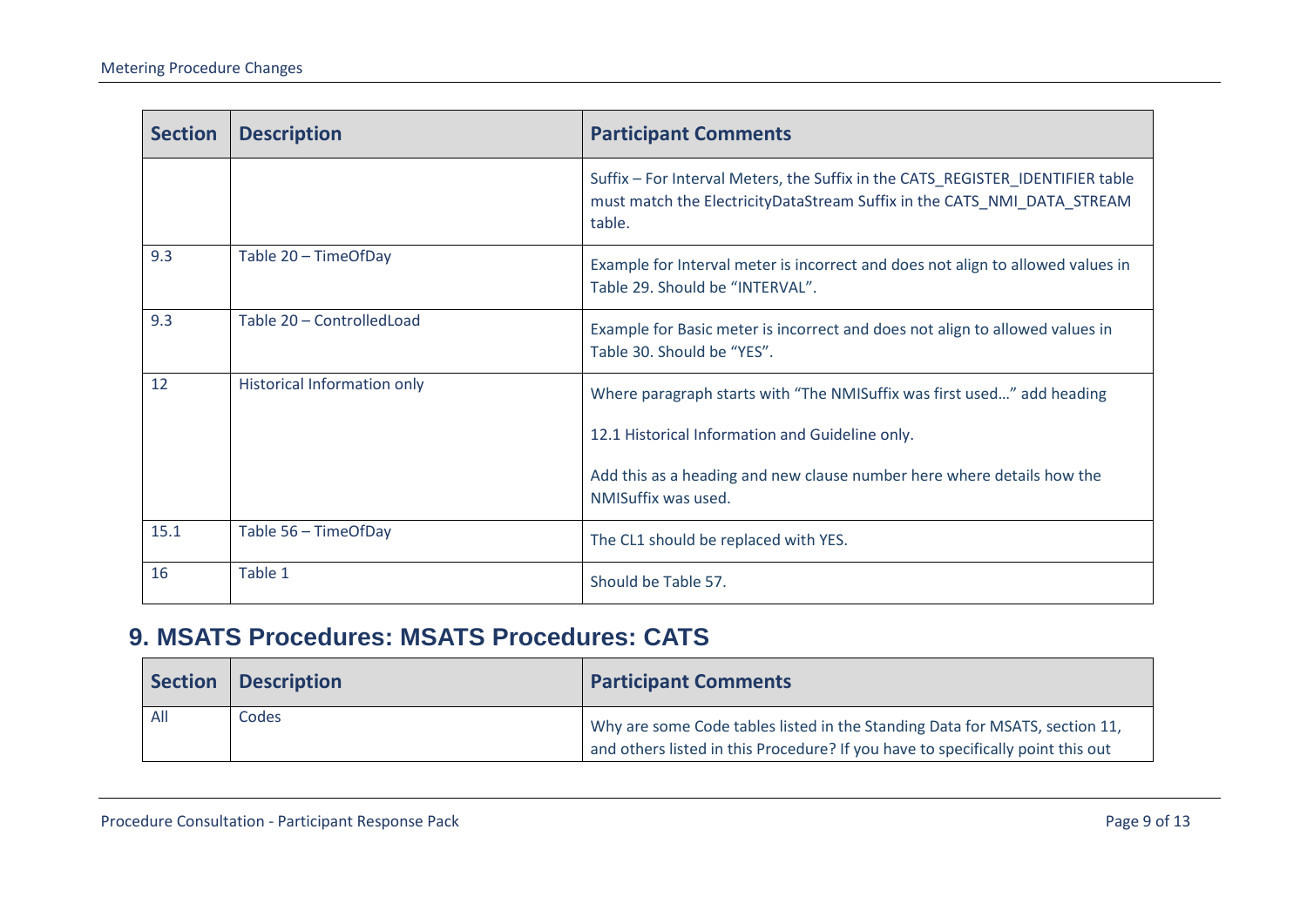| Section | Description | Participant Comments |
| --- | --- | --- |
| | | Suffix – For Interval Meters, the Suffix in the CATS_REGISTER_IDENTIFIER table must match the ElectricityDataStream Suffix in the CATS_NMI_DATA_STREAM table. |
| 9.3 | Table 20 – TimeOfDay | Example for Interval meter is incorrect and does not align to allowed values in Table 29. Should be “INTERVAL”. |
| 9.3 | Table 20 – ControlledLoad | Example for Basic meter is incorrect and does not align to allowed values in Table 30. Should be “YES”. |
| 12 | Historical Information only | Where paragraph starts with “The NMISuffix was first used…” add heading<br><br>12.1 Historical Information and Guideline only.<br><br>Add this as a heading and new clause number here where details how the NMISuffix was used. |
| 15.1 | Table 56 – TimeOfDay | The CL1 should be replaced with YES. |
| 16 | Table 1 | Should be Table 57. |

## 9. MSATS Procedures: MSATS Procedures: CATS

| Section | Description | Participant Comments |
| --- | --- | --- |
| All | Codes | Why are some Code tables listed in the Standing Data for MSATS, section 11, and others listed in this Procedure? If you have to specifically point this out |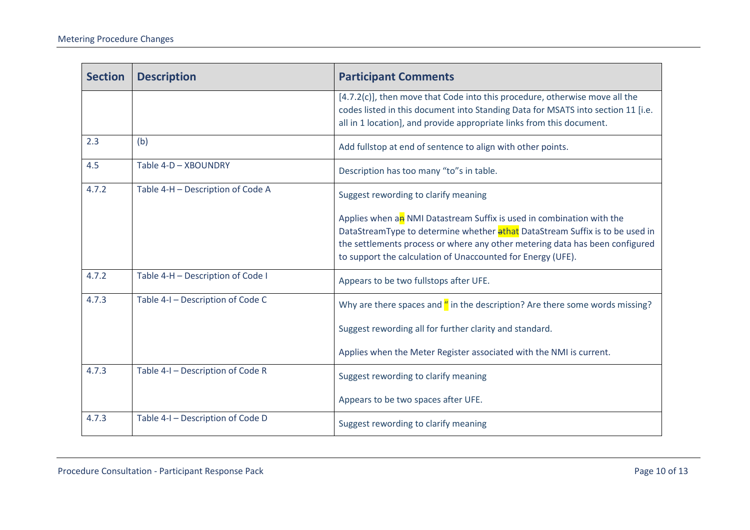| Section | Description | Participant Comments |
|---|---|---|
| | | [4.7.2(c)], then move that Code into this procedure, otherwise move all the codes listed in this document into Standing Data for MSATS into section 11 [i.e. all in 1 location], and provide appropriate links from this document. |
| 2.3 | (b) | Add fullstop at end of sentence to align with other points. |
| 4.5 | Table 4-D – XBOUNDRY | Description has too many "to"s in table. |
| 4.7.2 | Table 4-H – Description of Code A | Suggest rewording to clarify meaning<br><br>Applies when a~~n~~ NMI Datastream Suffix is used in combination with the DataStreamType to determine whether ~~a~~that DataStream Suffix is to be used in the settlements process or where any other metering data has been configured to support the calculation of Unaccounted for Energy (UFE). |
| 4.7.2 | Table 4-H – Description of Code I | Appears to be two fullstops after UFE. |
| 4.7.3 | Table 4-I – Description of Code C | Why are there spaces and " in the description? Are there some words missing?<br><br>Suggest rewording all for further clarity and standard.<br><br>Applies when the Meter Register associated with the NMI is current. |
| 4.7.3 | Table 4-I – Description of Code R | Suggest rewording to clarify meaning<br><br>Appears to be two spaces after UFE. |
| 4.7.3 | Table 4-I – Description of Code D | Suggest rewording to clarify meaning |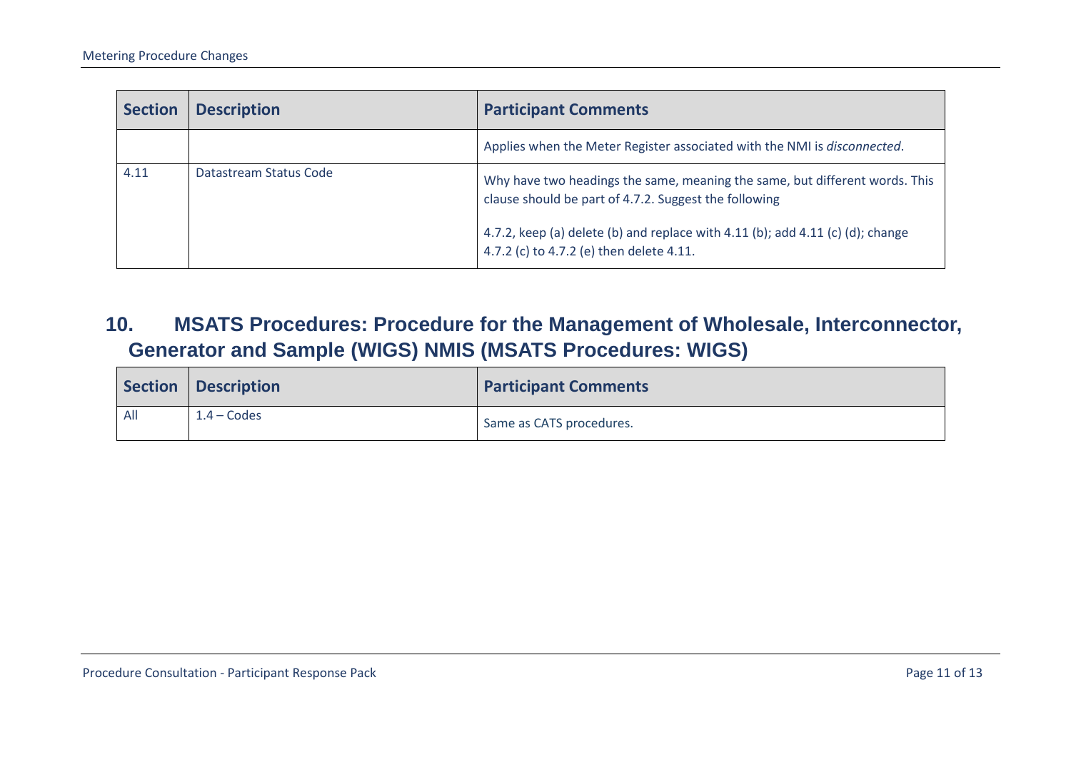| Section | Description | Participant Comments |
|---|---|---|
| | | Applies when the Meter Register associated with the NMI is *disconnected*. |
| 4.11 | Datastream Status Code | Why have two headings the same, meaning the same, but different words. This clause should be part of 4.7.2. Suggest the following<br><br>4.7.2, keep (a) delete (b) and replace with 4.11 (b); add 4.11 (c) (d); change 4.7.2 (c) to 4.7.2 (e) then delete 4.11. |

## 10. MSATS Procedures: Procedure for the Management of Wholesale, Interconnector, Generator and Sample (WIGS) NMIS (MSATS Procedures: WIGS)

| Section | Description | Participant Comments |
|---|---|---|
| All | 1.4 – Codes | Same as CATS procedures. |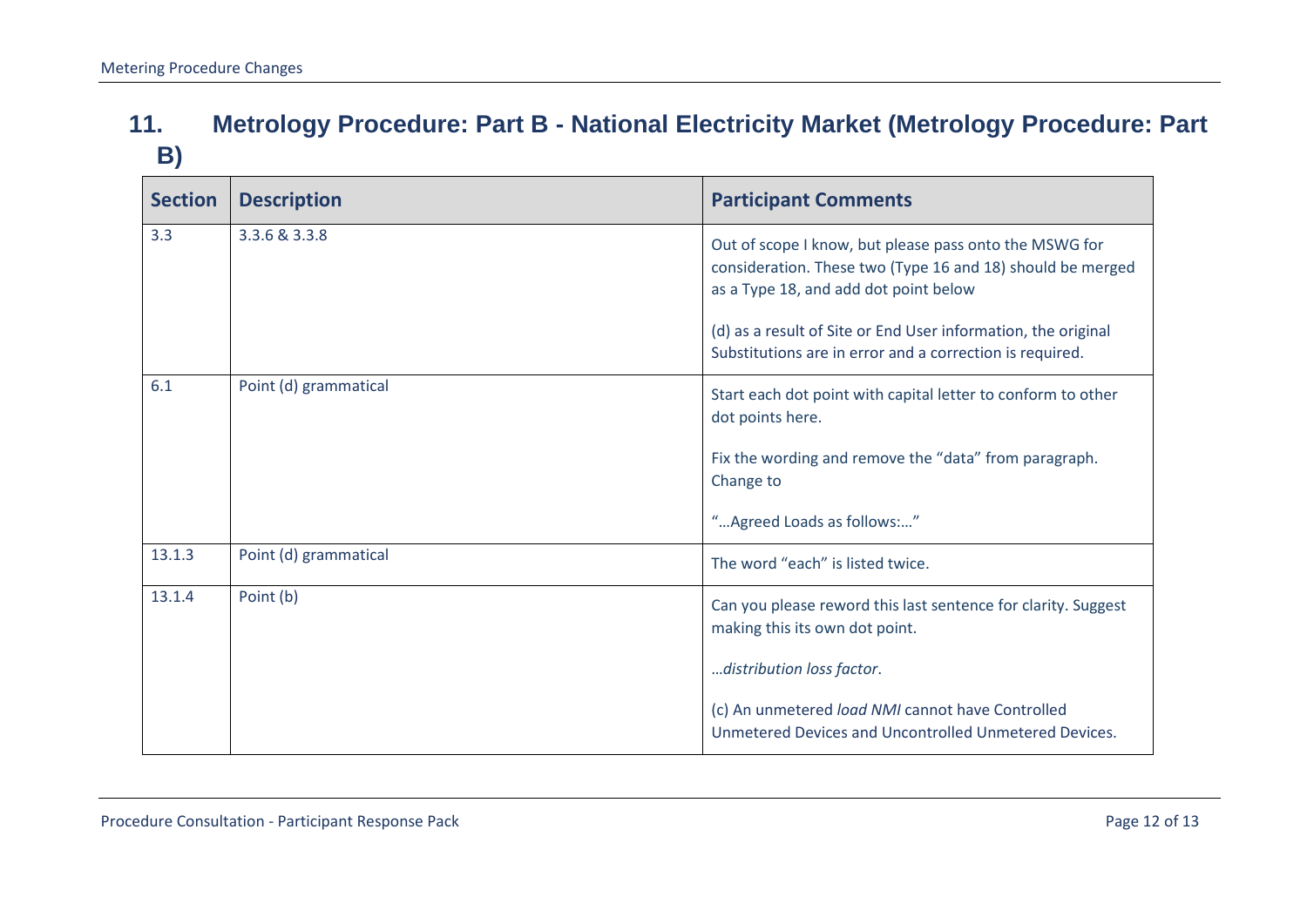## 11. Metrology Procedure: Part B - National Electricity Market (Metrology Procedure: Part B)

| Section | Description | Participant Comments |
|---|---|---|
| 3.3 | 3.3.6 & 3.3.8 | Out of scope I know, but please pass onto the MSWG for consideration. These two (Type 16 and 18) should be merged as a Type 18, and add dot point below<br><br>(d) as a result of Site or End User information, the original Substitutions are in error and a correction is required. |
| 6.1 | Point (d) grammatical | Start each dot point with capital letter to conform to other dot points here.<br><br>Fix the wording and remove the "data" from paragraph. Change to<br><br>"…Agreed Loads as follows:…" |
| 13.1.3 | Point (d) grammatical | The word "each" is listed twice. |
| 13.1.4 | Point (b) | Can you please reword this last sentence for clarity. Suggest making this its own dot point.<br><br>…*distribution loss factor*.<br><br>(c) An unmetered *load NMI* cannot have Controlled Unmetered Devices and Uncontrolled Unmetered Devices. |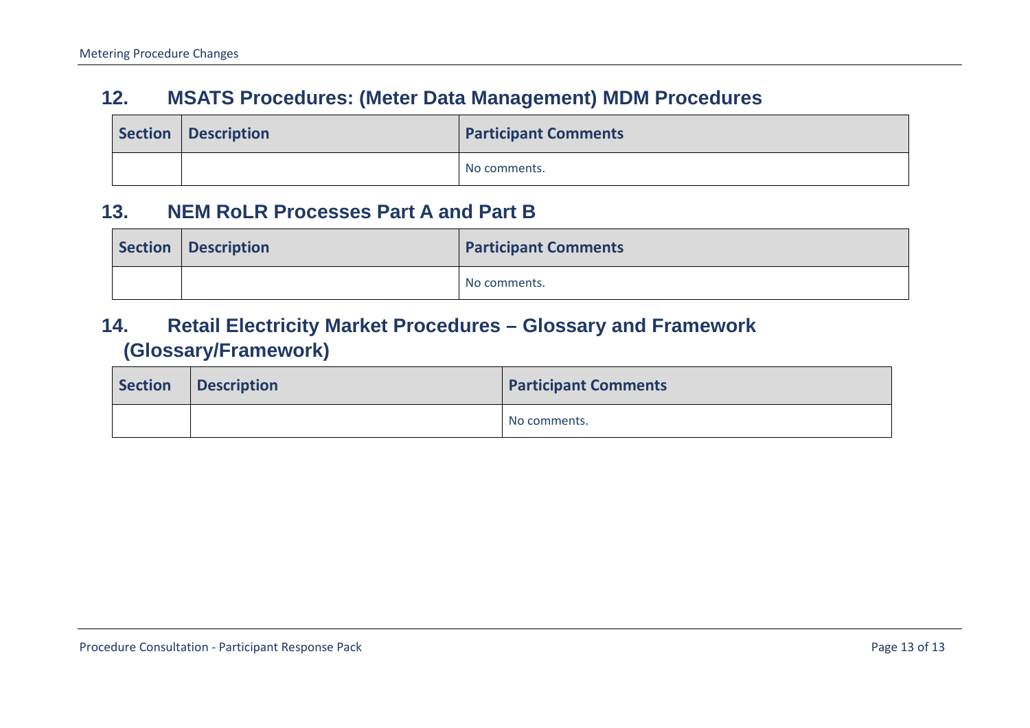## 12. MSATS Procedures: (Meter Data Management) MDM Procedures

| Section | Description | Participant Comments |
| --- | --- | --- |
| | | No comments. |

## 13. NEM RoLR Processes Part A and Part B

| Section | Description | Participant Comments |
| --- | --- | --- |
| | | No comments. |

## 14. Retail Electricity Market Procedures – Glossary and Framework (Glossary/Framework)

| Section | Description | Participant Comments |
| --- | --- | --- |
| | | No comments. |